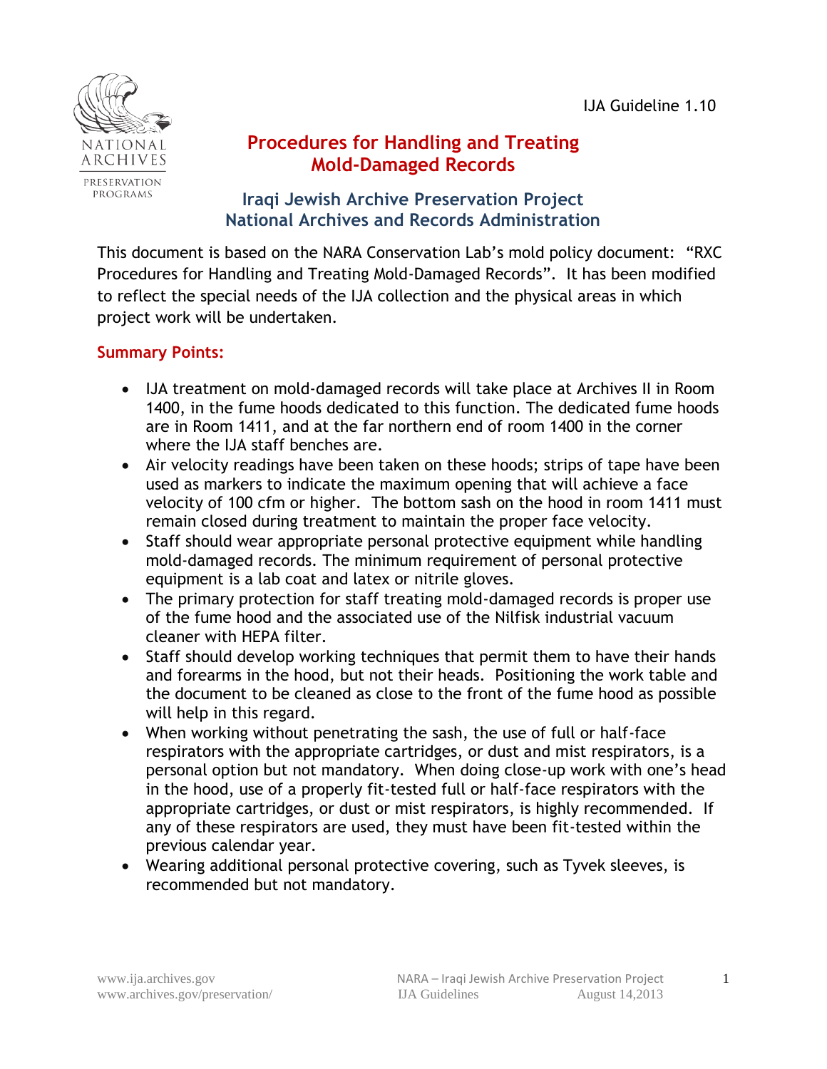IJA Guideline 1.10

# Procedures for Handling and Treating Mold-Damaged Records

## Iraqi Jewish Archive Preservation Project
## National Archives and Records Administration

This document is based on the NARA Conservation Lab's mold policy document: "RXC Procedures for Handling and Treating Mold-Damaged Records". It has been modified to reflect the special needs of the IJA collection and the physical areas in which project work will be undertaken.

### Summary Points:

- IJA treatment on mold-damaged records will take place at Archives II in Room 1400, in the fume hoods dedicated to this function. The dedicated fume hoods are in Room 1411, and at the far northern end of room 1400 in the corner where the IJA staff benches are.
- Air velocity readings have been taken on these hoods; strips of tape have been used as markers to indicate the maximum opening that will achieve a face velocity of 100 cfm or higher. The bottom sash on the hood in room 1411 must remain closed during treatment to maintain the proper face velocity.
- Staff should wear appropriate personal protective equipment while handling mold-damaged records. The minimum requirement of personal protective equipment is a lab coat and latex or nitrile gloves.
- The primary protection for staff treating mold-damaged records is proper use of the fume hood and the associated use of the Nilfisk industrial vacuum cleaner with HEPA filter.
- Staff should develop working techniques that permit them to have their hands and forearms in the hood, but not their heads. Positioning the work table and the document to be cleaned as close to the front of the fume hood as possible will help in this regard.
- When working without penetrating the sash, the use of full or half-face respirators with the appropriate cartridges, or dust and mist respirators, is a personal option but not mandatory. When doing close-up work with one's head in the hood, use of a properly fit-tested full or half-face respirators with the appropriate cartridges, or dust or mist respirators, is highly recommended. If any of these respirators are used, they must have been fit-tested within the previous calendar year.
- Wearing additional personal protective covering, such as Tyvek sleeves, is recommended but not mandatory.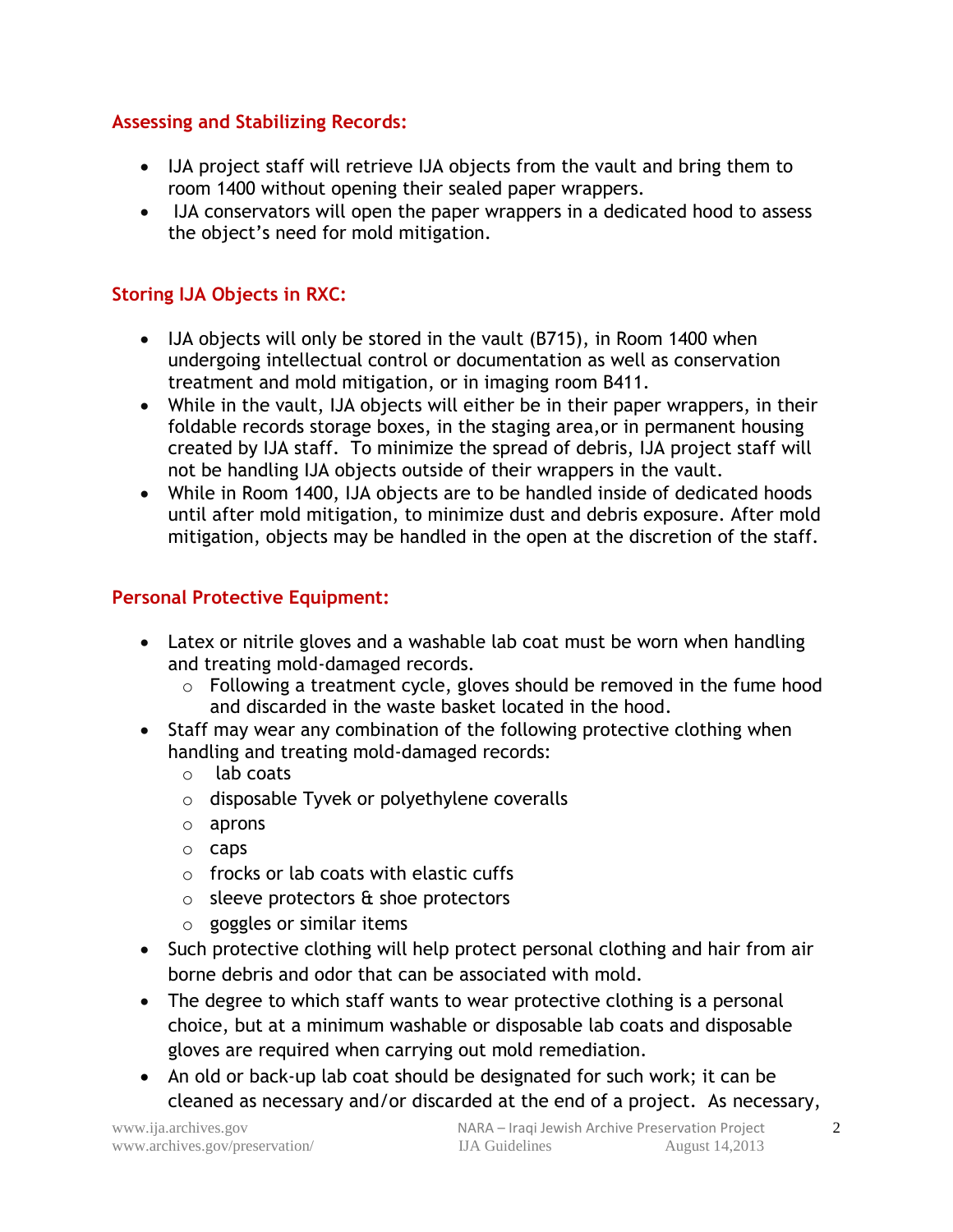## Assessing and Stabilizing Records:

- IJA project staff will retrieve IJA objects from the vault and bring them to room 1400 without opening their sealed paper wrappers.
- IJA conservators will open the paper wrappers in a dedicated hood to assess the object's need for mold mitigation.

## Storing IJA Objects in RXC:

- IJA objects will only be stored in the vault (B715), in Room 1400 when undergoing intellectual control or documentation as well as conservation treatment and mold mitigation, or in imaging room B411.
- While in the vault, IJA objects will either be in their paper wrappers, in their foldable records storage boxes, in the staging area,or in permanent housing created by IJA staff. To minimize the spread of debris, IJA project staff will not be handling IJA objects outside of their wrappers in the vault.
- While in Room 1400, IJA objects are to be handled inside of dedicated hoods until after mold mitigation, to minimize dust and debris exposure. After mold mitigation, objects may be handled in the open at the discretion of the staff.

## Personal Protective Equipment:

- Latex or nitrile gloves and a washable lab coat must be worn when handling and treating mold-damaged records.
  - Following a treatment cycle, gloves should be removed in the fume hood and discarded in the waste basket located in the hood.
- Staff may wear any combination of the following protective clothing when handling and treating mold-damaged records:
  - lab coats
  - disposable Tyvek or polyethylene coveralls
  - aprons
  - caps
  - frocks or lab coats with elastic cuffs
  - sleeve protectors & shoe protectors
  - goggles or similar items
- Such protective clothing will help protect personal clothing and hair from air borne debris and odor that can be associated with mold.
- The degree to which staff wants to wear protective clothing is a personal choice, but at a minimum washable or disposable lab coats and disposable gloves are required when carrying out mold remediation.
- An old or back-up lab coat should be designated for such work; it can be cleaned as necessary and/or discarded at the end of a project. As necessary,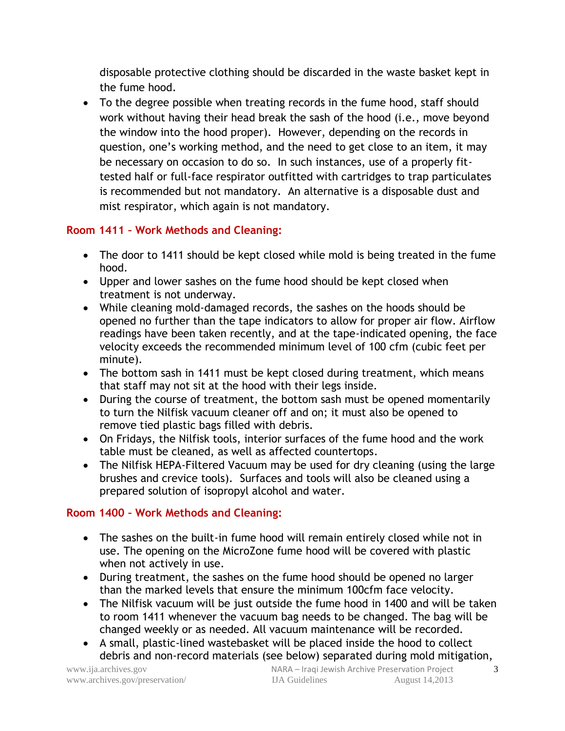disposable protective clothing should be discarded in the waste basket kept in the fume hood.

- To the degree possible when treating records in the fume hood, staff should work without having their head break the sash of the hood (i.e., move beyond the window into the hood proper). However, depending on the records in question, one's working method, and the need to get close to an item, it may be necessary on occasion to do so. In such instances, use of a properly fit-tested half or full-face respirator outfitted with cartridges to trap particulates is recommended but not mandatory. An alternative is a disposable dust and mist respirator, which again is not mandatory.

### Room 1411 – Work Methods and Cleaning:

- The door to 1411 should be kept closed while mold is being treated in the fume hood.
- Upper and lower sashes on the fume hood should be kept closed when treatment is not underway.
- While cleaning mold-damaged records, the sashes on the hoods should be opened no further than the tape indicators to allow for proper air flow. Airflow readings have been taken recently, and at the tape-indicated opening, the face velocity exceeds the recommended minimum level of 100 cfm (cubic feet per minute).
- The bottom sash in 1411 must be kept closed during treatment, which means that staff may not sit at the hood with their legs inside.
- During the course of treatment, the bottom sash must be opened momentarily to turn the Nilfisk vacuum cleaner off and on; it must also be opened to remove tied plastic bags filled with debris.
- On Fridays, the Nilfisk tools, interior surfaces of the fume hood and the work table must be cleaned, as well as affected countertops.
- The Nilfisk HEPA-Filtered Vacuum may be used for dry cleaning (using the large brushes and crevice tools). Surfaces and tools will also be cleaned using a prepared solution of isopropyl alcohol and water.

### Room 1400 – Work Methods and Cleaning:

- The sashes on the built-in fume hood will remain entirely closed while not in use. The opening on the MicroZone fume hood will be covered with plastic when not actively in use.
- During treatment, the sashes on the fume hood should be opened no larger than the marked levels that ensure the minimum 100cfm face velocity.
- The Nilfisk vacuum will be just outside the fume hood in 1400 and will be taken to room 1411 whenever the vacuum bag needs to be changed. The bag will be changed weekly or as needed. All vacuum maintenance will be recorded.
- A small, plastic-lined wastebasket will be placed inside the hood to collect debris and non-record materials (see below) separated during mold mitigation,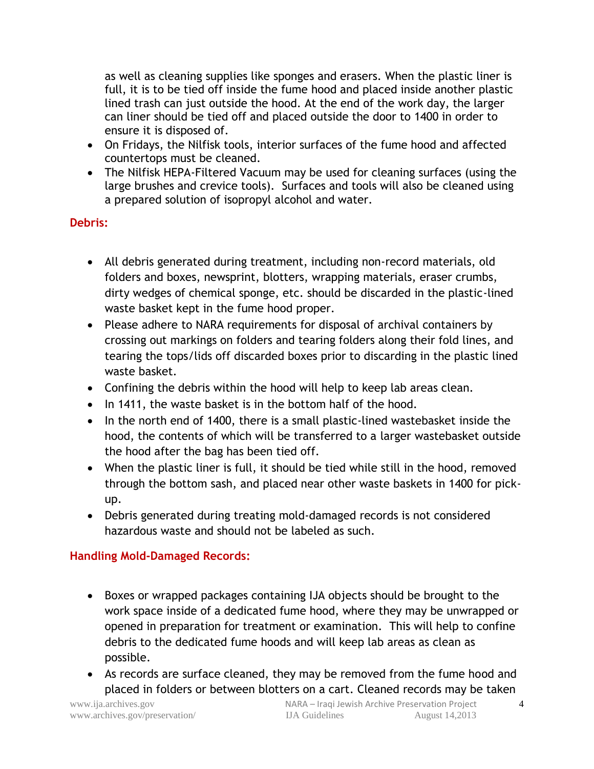as well as cleaning supplies like sponges and erasers. When the plastic liner is full, it is to be tied off inside the fume hood and placed inside another plastic lined trash can just outside the hood. At the end of the work day, the larger can liner should be tied off and placed outside the door to 1400 in order to ensure it is disposed of.

- On Fridays, the Nilfisk tools, interior surfaces of the fume hood and affected countertops must be cleaned.
- The Nilfisk HEPA-Filtered Vacuum may be used for cleaning surfaces (using the large brushes and crevice tools). Surfaces and tools will also be cleaned using a prepared solution of isopropyl alcohol and water.

## Debris:

- All debris generated during treatment, including non-record materials, old folders and boxes, newsprint, blotters, wrapping materials, eraser crumbs, dirty wedges of chemical sponge, etc. should be discarded in the plastic-lined waste basket kept in the fume hood proper.
- Please adhere to NARA requirements for disposal of archival containers by crossing out markings on folders and tearing folders along their fold lines, and tearing the tops/lids off discarded boxes prior to discarding in the plastic lined waste basket.
- Confining the debris within the hood will help to keep lab areas clean.
- In 1411, the waste basket is in the bottom half of the hood.
- In the north end of 1400, there is a small plastic-lined wastebasket inside the hood, the contents of which will be transferred to a larger wastebasket outside the hood after the bag has been tied off.
- When the plastic liner is full, it should be tied while still in the hood, removed through the bottom sash, and placed near other waste baskets in 1400 for pick-up.
- Debris generated during treating mold-damaged records is not considered hazardous waste and should not be labeled as such.

## Handling Mold-Damaged Records:

- Boxes or wrapped packages containing IJA objects should be brought to the work space inside of a dedicated fume hood, where they may be unwrapped or opened in preparation for treatment or examination. This will help to confine debris to the dedicated fume hoods and will keep lab areas as clean as possible.
- As records are surface cleaned, they may be removed from the fume hood and placed in folders or between blotters on a cart. Cleaned records may be taken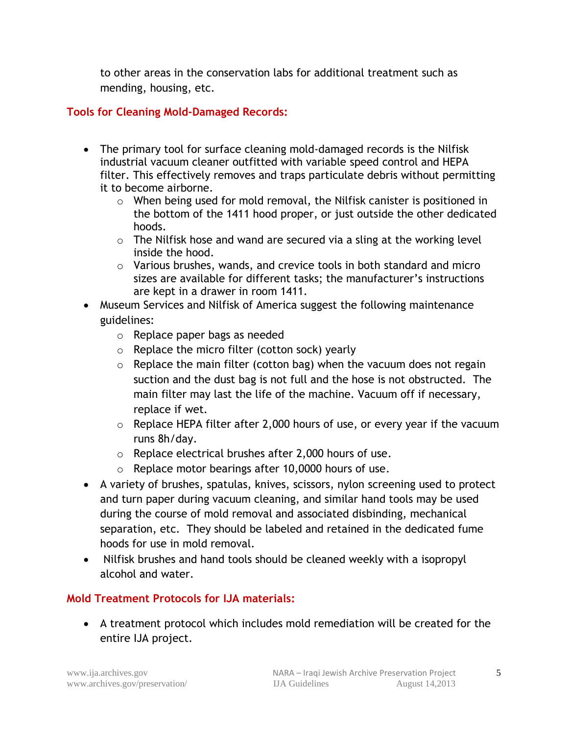to other areas in the conservation labs for additional treatment such as mending, housing, etc.

## Tools for Cleaning Mold-Damaged Records:

- The primary tool for surface cleaning mold-damaged records is the Nilfisk industrial vacuum cleaner outfitted with variable speed control and HEPA filter. This effectively removes and traps particulate debris without permitting it to become airborne.
  - When being used for mold removal, the Nilfisk canister is positioned in the bottom of the 1411 hood proper, or just outside the other dedicated hoods.
  - The Nilfisk hose and wand are secured via a sling at the working level inside the hood.
  - Various brushes, wands, and crevice tools in both standard and micro sizes are available for different tasks; the manufacturer's instructions are kept in a drawer in room 1411.
- Museum Services and Nilfisk of America suggest the following maintenance guidelines:
  - Replace paper bags as needed
  - Replace the micro filter (cotton sock) yearly
  - Replace the main filter (cotton bag) when the vacuum does not regain suction and the dust bag is not full and the hose is not obstructed. The main filter may last the life of the machine. Vacuum off if necessary, replace if wet.
  - Replace HEPA filter after 2,000 hours of use, or every year if the vacuum runs 8h/day.
  - Replace electrical brushes after 2,000 hours of use.
  - Replace motor bearings after 10,0000 hours of use.
- A variety of brushes, spatulas, knives, scissors, nylon screening used to protect and turn paper during vacuum cleaning, and similar hand tools may be used during the course of mold removal and associated disbinding, mechanical separation, etc. They should be labeled and retained in the dedicated fume hoods for use in mold removal.
- Nilfisk brushes and hand tools should be cleaned weekly with a isopropyl alcohol and water.

## Mold Treatment Protocols for IJA materials:

- A treatment protocol which includes mold remediation will be created for the entire IJA project.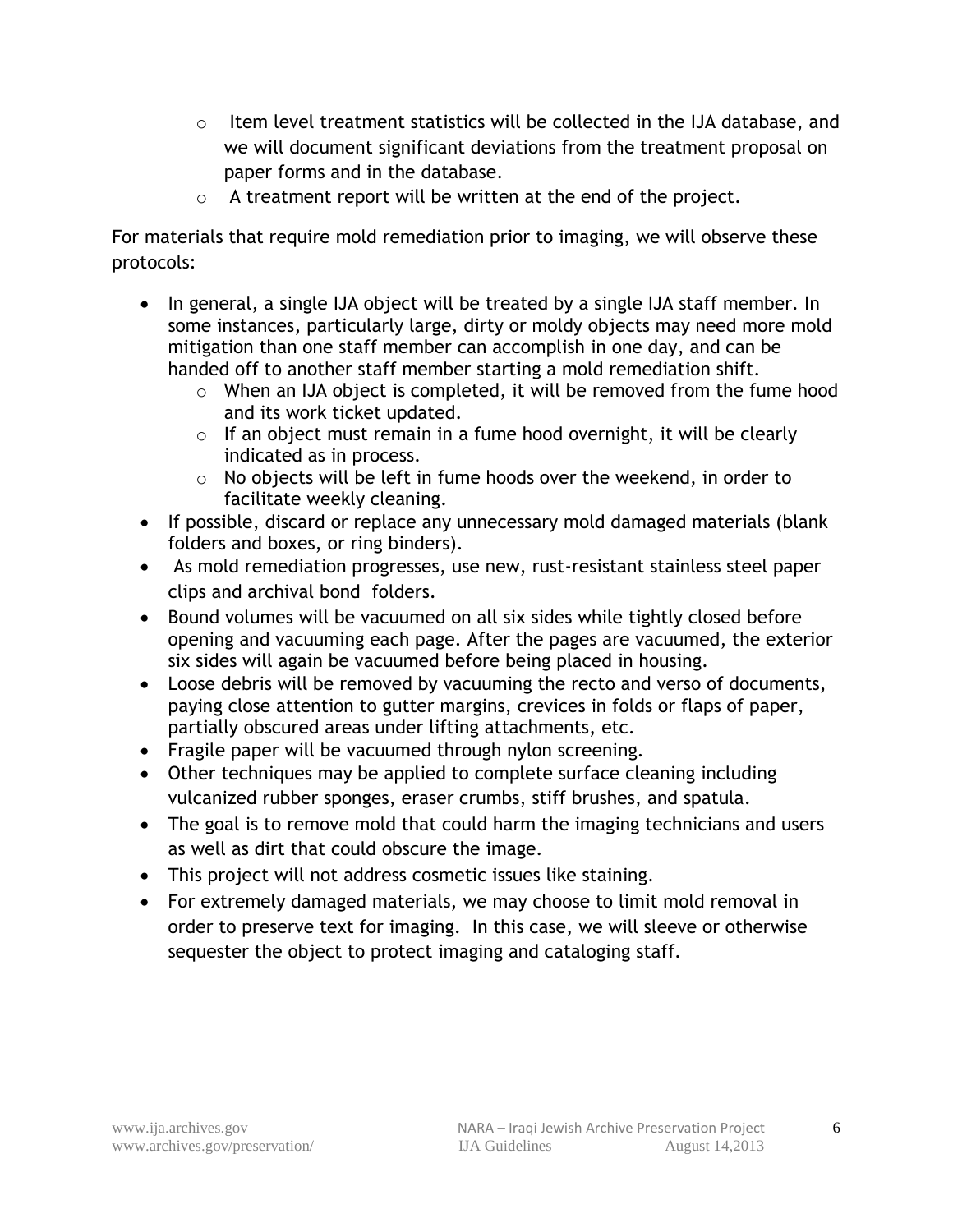- Item level treatment statistics will be collected in the IJA database, and we will document significant deviations from the treatment proposal on paper forms and in the database.
  - A treatment report will be written at the end of the project.

For materials that require mold remediation prior to imaging, we will observe these protocols:

- In general, a single IJA object will be treated by a single IJA staff member. In some instances, particularly large, dirty or moldy objects may need more mold mitigation than one staff member can accomplish in one day, and can be handed off to another staff member starting a mold remediation shift.
  - When an IJA object is completed, it will be removed from the fume hood and its work ticket updated.
  - If an object must remain in a fume hood overnight, it will be clearly indicated as in process.
  - No objects will be left in fume hoods over the weekend, in order to facilitate weekly cleaning.
- If possible, discard or replace any unnecessary mold damaged materials (blank folders and boxes, or ring binders).
- As mold remediation progresses, use new, rust-resistant stainless steel paper clips and archival bond folders.
- Bound volumes will be vacuumed on all six sides while tightly closed before opening and vacuuming each page. After the pages are vacuumed, the exterior six sides will again be vacuumed before being placed in housing.
- Loose debris will be removed by vacuuming the recto and verso of documents, paying close attention to gutter margins, crevices in folds or flaps of paper, partially obscured areas under lifting attachments, etc.
- Fragile paper will be vacuumed through nylon screening.
- Other techniques may be applied to complete surface cleaning including vulcanized rubber sponges, eraser crumbs, stiff brushes, and spatula.
- The goal is to remove mold that could harm the imaging technicians and users as well as dirt that could obscure the image.
- This project will not address cosmetic issues like staining.
- For extremely damaged materials, we may choose to limit mold removal in order to preserve text for imaging. In this case, we will sleeve or otherwise sequester the object to protect imaging and cataloging staff.